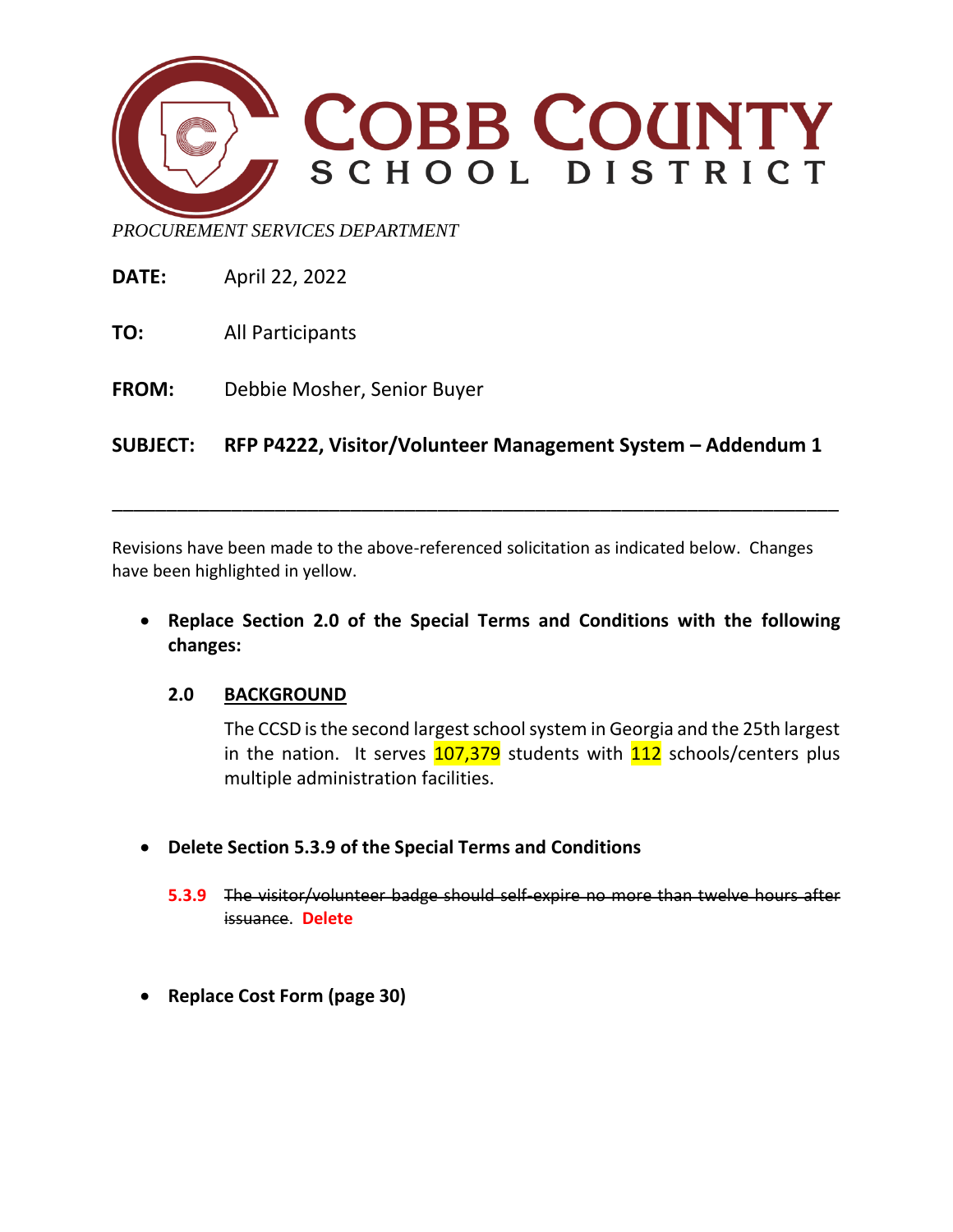# COBB COUNTY SCHOOL DISTRICT

*PROCUREMENT SERVICES DEPARTMENT*

**DATE:** April 22, 2022

**TO:** All Participants

**FROM:** Debbie Mosher, Senior Buyer

**SUBJECT:** **RFP P4222, Visitor/Volunteer Management System – Addendum 1**

---

Revisions have been made to the above-referenced solicitation as indicated below. Changes have been highlighted in yellow.

- **Replace Section 2.0 of the Special Terms and Conditions with the following changes:**

  **2.0 BACKGROUND**

  The CCSD is the second largest school system in Georgia and the 25th largest in the nation. It serves 107,379 students with 112 schools/centers plus multiple administration facilities.

- **Delete Section 5.3.9 of the Special Terms and Conditions**

  **5.3.9** ~~The visitor/volunteer badge should self-expire no more than twelve hours after issuance~~. **Delete**

- **Replace Cost Form (page 30)**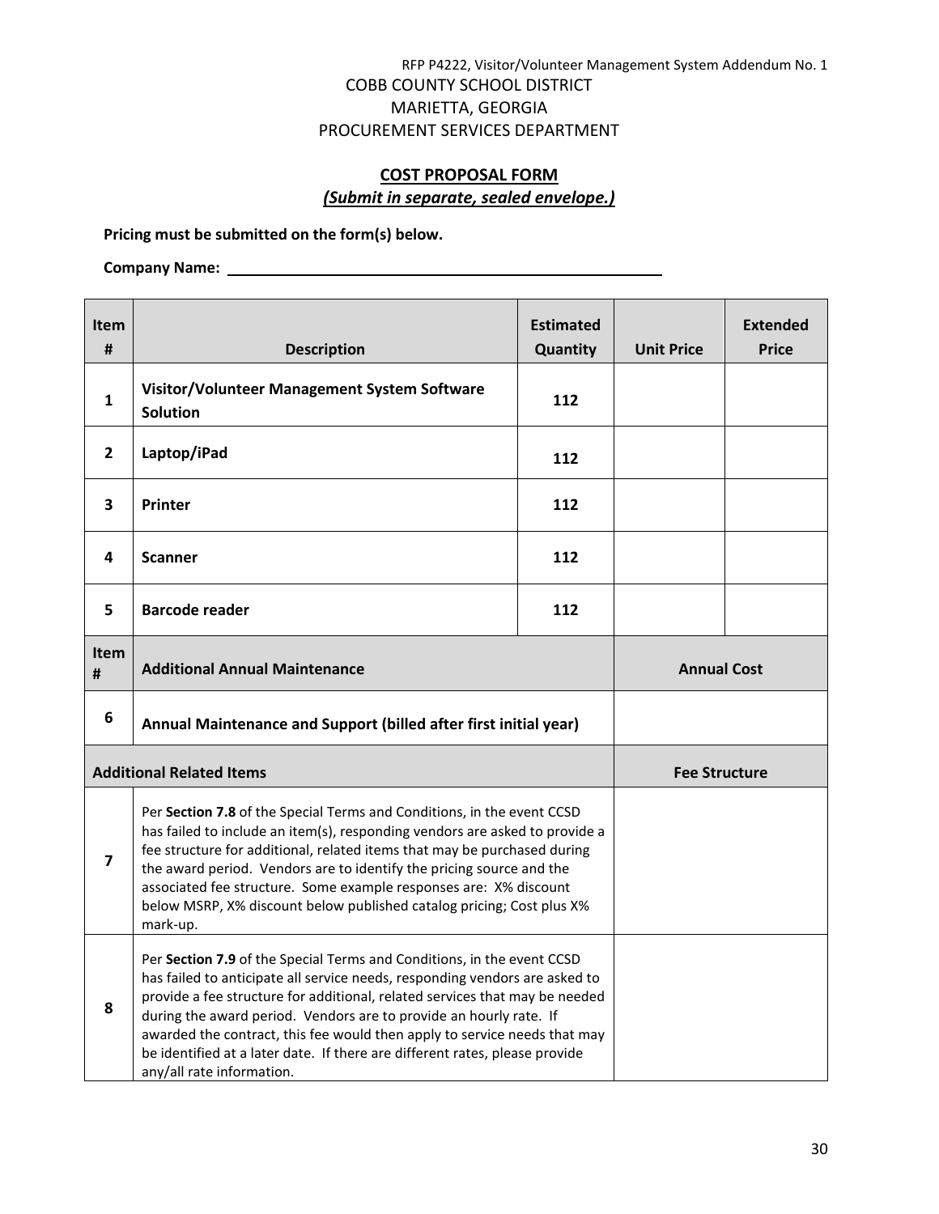COBB COUNTY SCHOOL DISTRICT
MARIETTA, GEORGIA
PROCUREMENT SERVICES DEPARTMENT

## COST PROPOSAL FORM

***(Submit in separate, sealed envelope.)***

**Pricing must be submitted on the form(s) below.**

**Company Name:** ______________________________________________

| Item # | Description | Estimated Quantity | Unit Price | Extended Price |
|---|---|---|---|---|
| 1 | **Visitor/Volunteer Management System Software Solution** | 112 | | |
| 2 | **Laptop/iPad** | 112 | | |
| 3 | **Printer** | 112 | | |
| 4 | **Scanner** | 112 | | |
| 5 | **Barcode reader** | 112 | | |
| **Item #** | **Additional Annual Maintenance** | | **Annual Cost** | |
| 6 | **Annual Maintenance and Support (billed after first initial year)** | | | |
| **Additional Related Items** | | | **Fee Structure** | |
| 7 | Per **Section 7.8** of the Special Terms and Conditions, in the event CCSD has failed to include an item(s), responding vendors are asked to provide a fee structure for additional, related items that may be purchased during the award period. Vendors are to identify the pricing source and the associated fee structure. Some example responses are: X% discount below MSRP, X% discount below published catalog pricing; Cost plus X% mark-up. | | | |
| 8 | Per **Section 7.9** of the Special Terms and Conditions, in the event CCSD has failed to anticipate all service needs, responding vendors are asked to provide a fee structure for additional, related services that may be needed during the award period. Vendors are to provide an hourly rate. If awarded the contract, this fee would then apply to service needs that may be identified at a later date. If there are different rates, please provide any/all rate information. | | | |